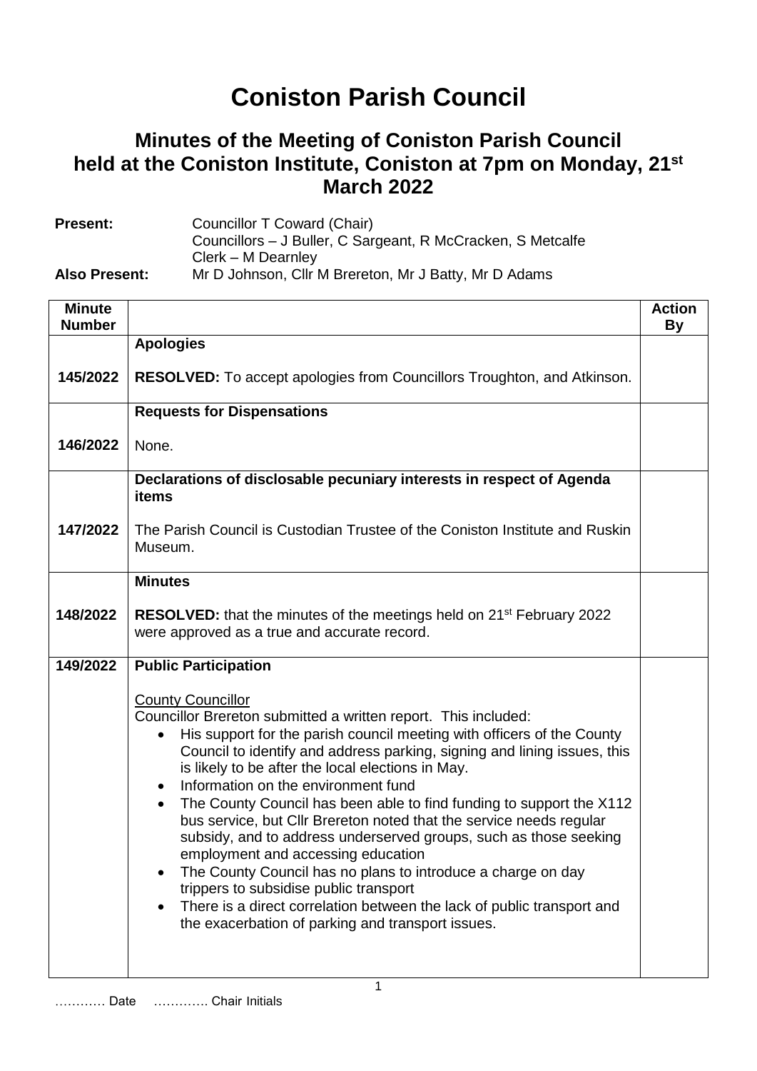# Coniston Parish Council

## Minutes of the Meeting of Coniston Parish Council held at the Coniston Institute, Coniston at 7pm on Monday, 21st March 2022

**Present:** Councillor T Coward (Chair)
Councillors – J Buller, C Sargeant, R McCracken, S Metcalfe
Clerk – M Dearnley

**Also Present:** Mr D Johnson, Cllr M Brereton, Mr J Batty, Mr D Adams

| Minute Number | | Action By |
|---|---|---|
| 145/2022 | **Apologies**<br><br>**RESOLVED:** To accept apologies from Councillors Troughton, and Atkinson. | |
| 146/2022 | **Requests for Dispensations**<br><br>None. | |
| 147/2022 | **Declarations of disclosable pecuniary interests in respect of Agenda items**<br><br>The Parish Council is Custodian Trustee of the Coniston Institute and Ruskin Museum. | |
| 148/2022 | **Minutes**<br><br>**RESOLVED:** that the minutes of the meetings held on 21st February 2022 were approved as a true and accurate record. | |
| 149/2022 | **Public Participation**<br><br>County Councillor<br>Councillor Brereton submitted a written report. This included:<br>• His support for the parish council meeting with officers of the County Council to identify and address parking, signing and lining issues, this is likely to be after the local elections in May.<br>• Information on the environment fund<br>• The County Council has been able to find funding to support the X112 bus service, but Cllr Brereton noted that the service needs regular subsidy, and to address underserved groups, such as those seeking employment and accessing education<br>• The County Council has no plans to introduce a charge on day trippers to subsidise public transport<br>• There is a direct correlation between the lack of public transport and the exacerbation of parking and transport issues. | |

………… Date …………. Chair Initials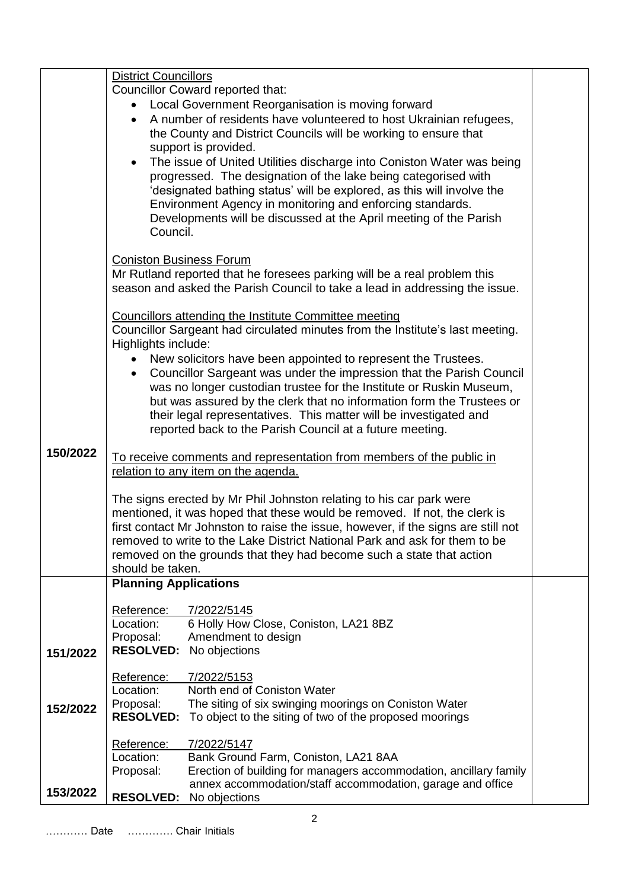| | | |
|---|---|---|
| | <u>District Councillors</u><br>Councillor Coward reported that:<br>• Local Government Reorganisation is moving forward<br>• A number of residents have volunteered to host Ukrainian refugees, the County and District Councils will be working to ensure that support is provided.<br>• The issue of United Utilities discharge into Coniston Water was being progressed. The designation of the lake being categorised with 'designated bathing status' will be explored, as this will involve the Environment Agency in monitoring and enforcing standards. Developments will be discussed at the April meeting of the Parish Council.<br><br><u>Coniston Business Forum</u><br>Mr Rutland reported that he foresees parking will be a real problem this season and asked the Parish Council to take a lead in addressing the issue.<br><br><u>Councillors attending the Institute Committee meeting</u><br>Councillor Sargeant had circulated minutes from the Institute's last meeting. Highlights include:<br>• New solicitors have been appointed to represent the Trustees.<br>• Councillor Sargeant was under the impression that the Parish Council was no longer custodian trustee for the Institute or Ruskin Museum, but was assured by the clerk that no information form the Trustees or their legal representatives. This matter will be investigated and reported back to the Parish Council at a future meeting. | |
| **150/2022** | <u>To receive comments and representation from members of the public in relation to any item on the agenda.</u><br><br>The signs erected by Mr Phil Johnston relating to his car park were mentioned, it was hoped that these would be removed. If not, the clerk is first contact Mr Johnston to raise the issue, however, if the signs are still not removed to write to the Lake District National Park and ask for them to be removed on the grounds that they had become such a state that action should be taken. | |
| | **Planning Applications** | |
| **151/2022** | <u>Reference:</u> <u>7/2022/5145</u><br>Location: 6 Holly How Close, Coniston, LA21 8BZ<br>Proposal: Amendment to design<br>**RESOLVED:** No objections | |
| **152/2022** | <u>Reference:</u> <u>7/2022/5153</u><br>Location: North end of Coniston Water<br>Proposal: The siting of six swinging moorings on Coniston Water<br>**RESOLVED:** To object to the siting of two of the proposed moorings | |
| **153/2022** | <u>Reference:</u> <u>7/2022/5147</u><br>Location: Bank Ground Farm, Coniston, LA21 8AA<br>Proposal: Erection of building for managers accommodation, ancillary family annex accommodation/staff accommodation, garage and office<br>**RESOLVED:** No objections | |

………… Date …………. Chair Initials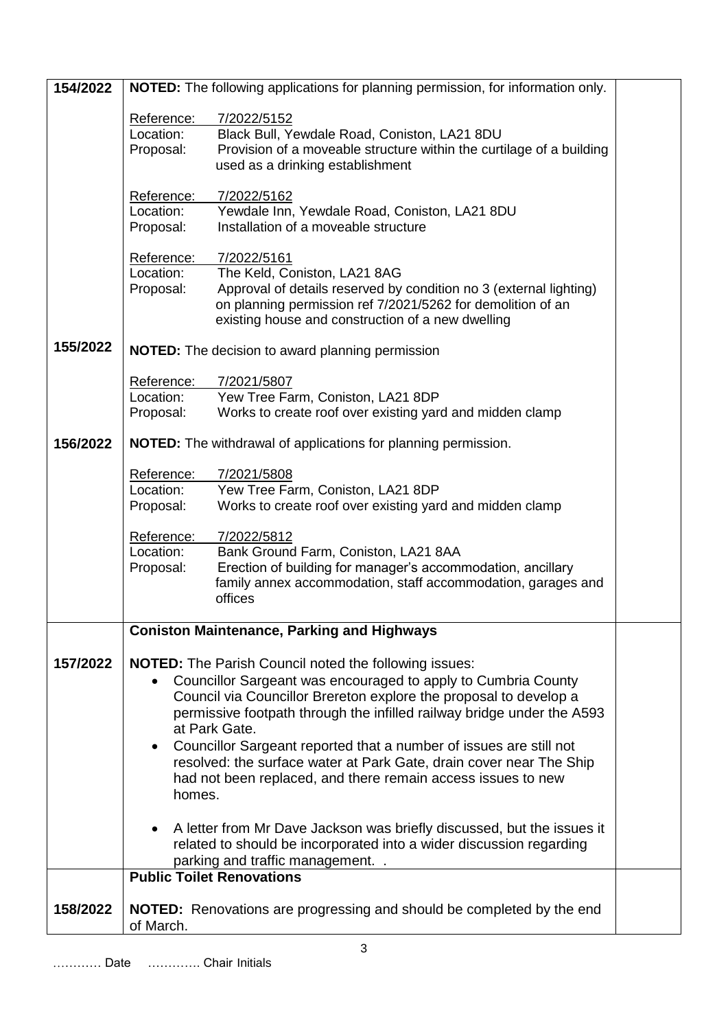| | | |
|---|---|---|
| 154/2022 | **NOTED:** The following applications for planning permission, for information only.<br><br>Reference: 7/2022/5152<br>Location: Black Bull, Yewdale Road, Coniston, LA21 8DU<br>Proposal: Provision of a moveable structure within the curtilage of a building used as a drinking establishment<br><br>Reference: 7/2022/5162<br>Location: Yewdale Inn, Yewdale Road, Coniston, LA21 8DU<br>Proposal: Installation of a moveable structure<br><br>Reference: 7/2022/5161<br>Location: The Keld, Coniston, LA21 8AG<br>Proposal: Approval of details reserved by condition no 3 (external lighting) on planning permission ref 7/2021/5262 for demolition of an existing house and construction of a new dwelling | |
| 155/2022 | **NOTED:** The decision to award planning permission<br><br>Reference: 7/2021/5807<br>Location: Yew Tree Farm, Coniston, LA21 8DP<br>Proposal: Works to create roof over existing yard and midden clamp | |
| 156/2022 | **NOTED:** The withdrawal of applications for planning permission.<br><br>Reference: 7/2021/5808<br>Location: Yew Tree Farm, Coniston, LA21 8DP<br>Proposal: Works to create roof over existing yard and midden clamp<br><br>Reference: 7/2022/5812<br>Location: Bank Ground Farm, Coniston, LA21 8AA<br>Proposal: Erection of building for manager's accommodation, ancillary family annex accommodation, staff accommodation, garages and offices | |
| | **Coniston Maintenance, Parking and Highways** | |
| 157/2022 | **NOTED:** The Parish Council noted the following issues:<br>• Councillor Sargeant was encouraged to apply to Cumbria County Council via Councillor Brereton explore the proposal to develop a permissive footpath through the infilled railway bridge under the A593 at Park Gate.<br>• Councillor Sargeant reported that a number of issues are still not resolved: the surface water at Park Gate, drain cover near The Ship had not been replaced, and there remain access issues to new homes.<br><br>• A letter from Mr Dave Jackson was briefly discussed, but the issues it related to should be incorporated into a wider discussion regarding parking and traffic management. . | |
| | **Public Toilet Renovations** | |
| 158/2022 | **NOTED:** Renovations are progressing and should be completed by the end of March. | |

………… Date …………. Chair Initials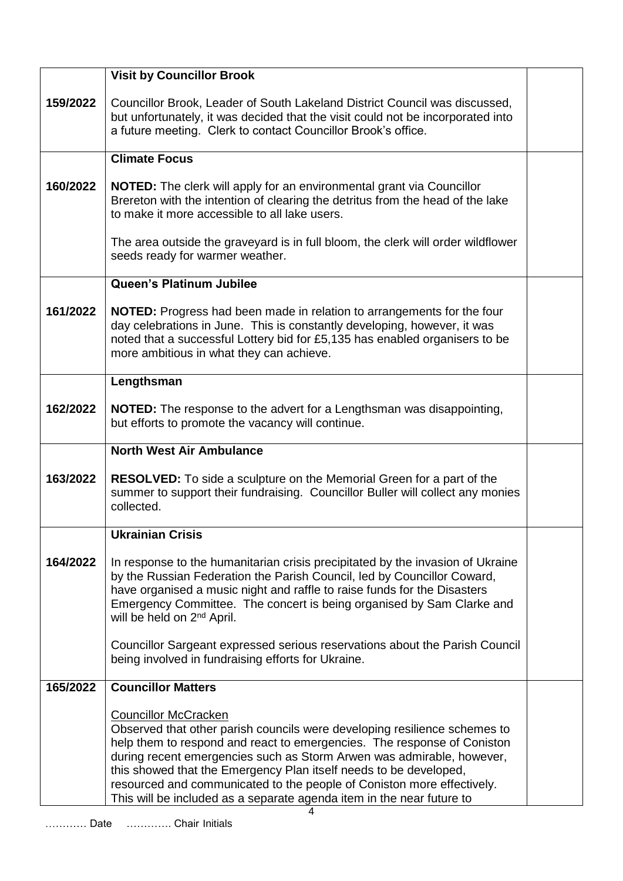| | | |
|---|---|---|
| 159/2022 | **Visit by Councillor Brook**<br><br>Councillor Brook, Leader of South Lakeland District Council was discussed, but unfortunately, it was decided that the visit could not be incorporated into a future meeting. Clerk to contact Councillor Brook's office. | |
| 160/2022 | **Climate Focus**<br><br>**NOTED:** The clerk will apply for an environmental grant via Councillor Brereton with the intention of clearing the detritus from the head of the lake to make it more accessible to all lake users.<br><br>The area outside the graveyard is in full bloom, the clerk will order wildflower seeds ready for warmer weather. | |
| 161/2022 | **Queen's Platinum Jubilee**<br><br>**NOTED:** Progress had been made in relation to arrangements for the four day celebrations in June. This is constantly developing, however, it was noted that a successful Lottery bid for £5,135 has enabled organisers to be more ambitious in what they can achieve. | |
| 162/2022 | **Lengthsman**<br><br>**NOTED:** The response to the advert for a Lengthsman was disappointing, but efforts to promote the vacancy will continue. | |
| 163/2022 | **North West Air Ambulance**<br><br>**RESOLVED:** To side a sculpture on the Memorial Green for a part of the summer to support their fundraising. Councillor Buller will collect any monies collected. | |
| 164/2022 | **Ukrainian Crisis**<br><br>In response to the humanitarian crisis precipitated by the invasion of Ukraine by the Russian Federation the Parish Council, led by Councillor Coward, have organised a music night and raffle to raise funds for the Disasters Emergency Committee. The concert is being organised by Sam Clarke and will be held on 2nd April.<br><br>Councillor Sargeant expressed serious reservations about the Parish Council being involved in fundraising efforts for Ukraine. | |
| 165/2022 | **Councillor Matters**<br><br>Councillor McCracken<br>Observed that other parish councils were developing resilience schemes to help them to respond and react to emergencies. The response of Coniston during recent emergencies such as Storm Arwen was admirable, however, this showed that the Emergency Plan itself needs to be developed, resourced and communicated to the people of Coniston more effectively. This will be included as a separate agenda item in the near future to | |

………… Date ………….. Chair Initials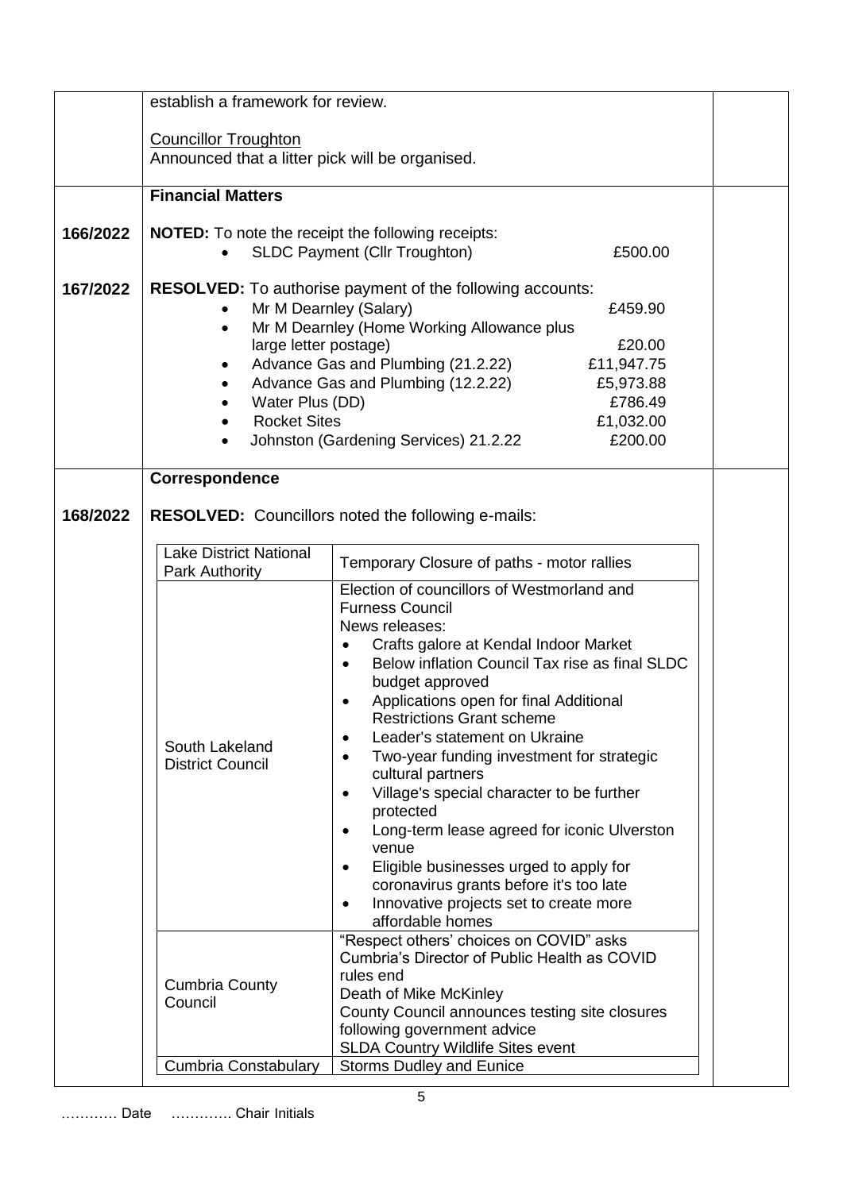establish a framework for review.

Councillor Troughton
Announced that a litter pick will be organised.

**Financial Matters**

**166/2022** **NOTED:** To note the receipt the following receipts:

- SLDC Payment (Cllr Troughton) £500.00

**167/2022** **RESOLVED:** To authorise payment of the following accounts:

- Mr M Dearnley (Salary) £459.90
- Mr M Dearnley (Home Working Allowance plus large letter postage) £20.00
- Advance Gas and Plumbing (21.2.22) £11,947.75
- Advance Gas and Plumbing (12.2.22) £5,973.88
- Water Plus (DD) £786.49
- Rocket Sites £1,032.00
- Johnston (Gardening Services) 21.2.22 £200.00

**Correspondence**

**168/2022** **RESOLVED:** Councillors noted the following e-mails:

| | |
|---|---|
| Lake District National Park Authority | Temporary Closure of paths - motor rallies |
| South Lakeland District Council | Election of councillors of Westmorland and Furness Council<br>News releases:<br>• Crafts galore at Kendal Indoor Market<br>• Below inflation Council Tax rise as final SLDC budget approved<br>• Applications open for final Additional Restrictions Grant scheme<br>• Leader's statement on Ukraine<br>• Two-year funding investment for strategic cultural partners<br>• Village's special character to be further protected<br>• Long-term lease agreed for iconic Ulverston venue<br>• Eligible businesses urged to apply for coronavirus grants before it's too late<br>• Innovative projects set to create more affordable homes |
| Cumbria County Council | "Respect others' choices on COVID" asks Cumbria's Director of Public Health as COVID rules end<br>Death of Mike McKinley<br>County Council announces testing site closures following government advice<br>SLDA Country Wildlife Sites event |
| Cumbria Constabulary | Storms Dudley and Eunice |

………… Date …………. Chair Initials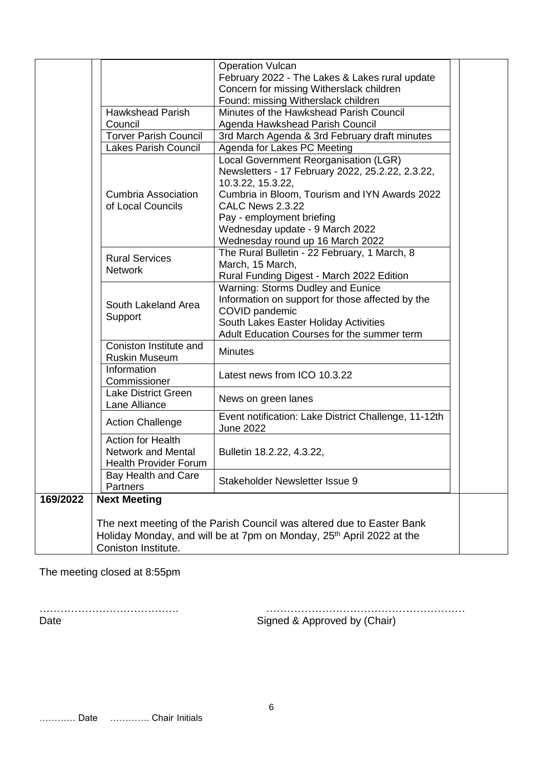| | | | | |
|---|---|---|---|---|
| | | Operation Vulcan<br>February 2022 - The Lakes & Lakes rural update<br>Concern for missing Witherslack children<br>Found: missing Witherslack children | | |
| | Hawkshead Parish Council | Minutes of the Hawkshead Parish Council<br>Agenda Hawkshead Parish Council | | |
| | Torver Parish Council | 3rd March Agenda & 3rd February draft minutes | | |
| | Lakes Parish Council | Agenda for Lakes PC Meeting | | |
| | Cumbria Association of Local Councils | Local Government Reorganisation (LGR) Newsletters - 17 February 2022, 25.2.22, 2.3.22, 10.3.22, 15.3.22,<br>Cumbria in Bloom, Tourism and IYN Awards 2022<br>CALC News 2.3.22<br>Pay - employment briefing<br>Wednesday update - 9 March 2022<br>Wednesday round up 16 March 2022 | | |
| | Rural Services Network | The Rural Bulletin - 22 February, 1 March, 8 March, 15 March,<br>Rural Funding Digest - March 2022 Edition | | |
| | South Lakeland Area Support | Warning: Storms Dudley and Eunice<br>Information on support for those affected by the COVID pandemic<br>South Lakes Easter Holiday Activities<br>Adult Education Courses for the summer term | | |
| | Coniston Institute and Ruskin Museum | Minutes | | |
| | Information Commissioner | Latest news from ICO 10.3.22 | | |
| | Lake District Green Lane Alliance | News on green lanes | | |
| | Action Challenge | Event notification: Lake District Challenge, 11-12th June 2022 | | |
| | Action for Health Network and Mental Health Provider Forum | Bulletin 18.2.22, 4.3.22, | | |
| | Bay Health and Care Partners | Stakeholder Newsletter Issue 9 | | |
| **169/2022** | **Next Meeting**<br><br>The next meeting of the Parish Council was altered due to Easter Bank Holiday Monday, and will be at 7pm on Monday, 25th April 2022 at the Coniston Institute. | | | |

The meeting closed at 8:55pm

…………………………………. ………………………………………………….

Date Signed & Approved by (Chair)

………… Date …………. Chair Initials